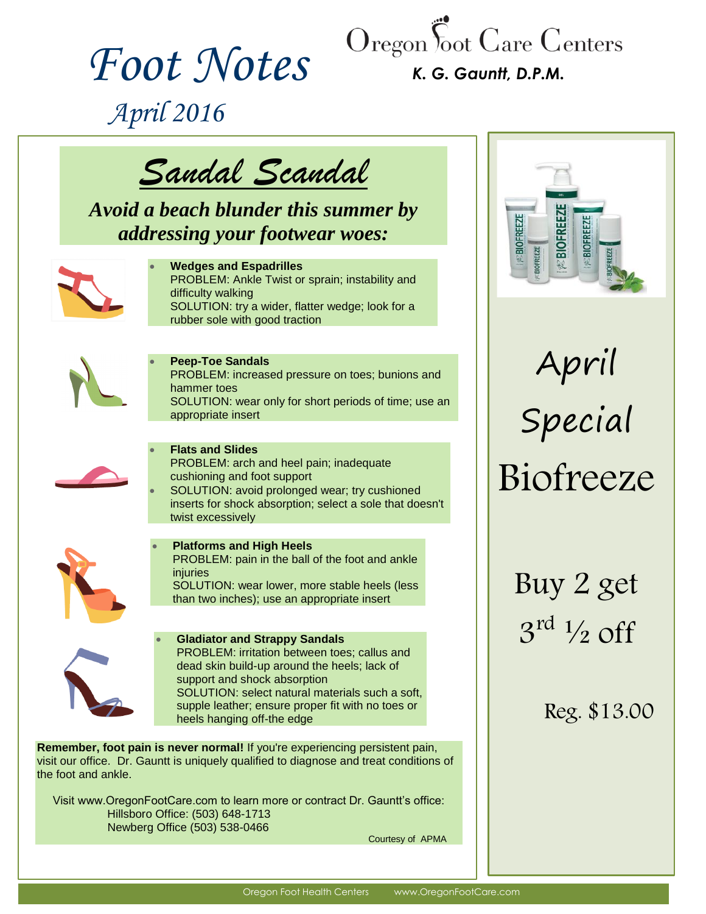# Foot Notes

*April 2016*

**Oregon Foot Care Centers**

***K. G. Gauntt, D.P.M.***

## *Sandal Scandal*

***Avoid a beach blunder this summer by addressing your footwear woes:***

- **Wedges and Espadrilles**
  PROBLEM: Ankle Twist or sprain; instability and difficulty walking
  SOLUTION: try a wider, flatter wedge; look for a rubber sole with good traction

- **Peep-Toe Sandals**
  PROBLEM: increased pressure on toes; bunions and hammer toes
  SOLUTION: wear only for short periods of time; use an appropriate insert

- **Flats and Slides**
  PROBLEM: arch and heel pain; inadequate cushioning and foot support
- SOLUTION: avoid prolonged wear; try cushioned inserts for shock absorption; select a sole that doesn't twist excessively

- **Platforms and High Heels**
  PROBLEM: pain in the ball of the foot and ankle injuries
  SOLUTION: wear lower, more stable heels (less than two inches); use an appropriate insert

- **Gladiator and Strappy Sandals**
  PROBLEM: irritation between toes; callus and dead skin build-up around the heels; lack of support and shock absorption
  SOLUTION: select natural materials such a soft, supple leather; ensure proper fit with no toes or heels hanging off-the edge

**Remember, foot pain is never normal!** If you're experiencing persistent pain, visit our office. Dr. Gauntt is uniquely qualified to diagnose and treat conditions of the foot and ankle.

Visit www.OregonFootCare.com to learn more or contract Dr. Gauntt's office:
Hillsboro Office: (503) 648-1713
Newberg Office (503) 538-0466

Courtesy of APMA

## April Special

## Biofreeze

Buy 2 get 3rd ½ off

Reg. $13.00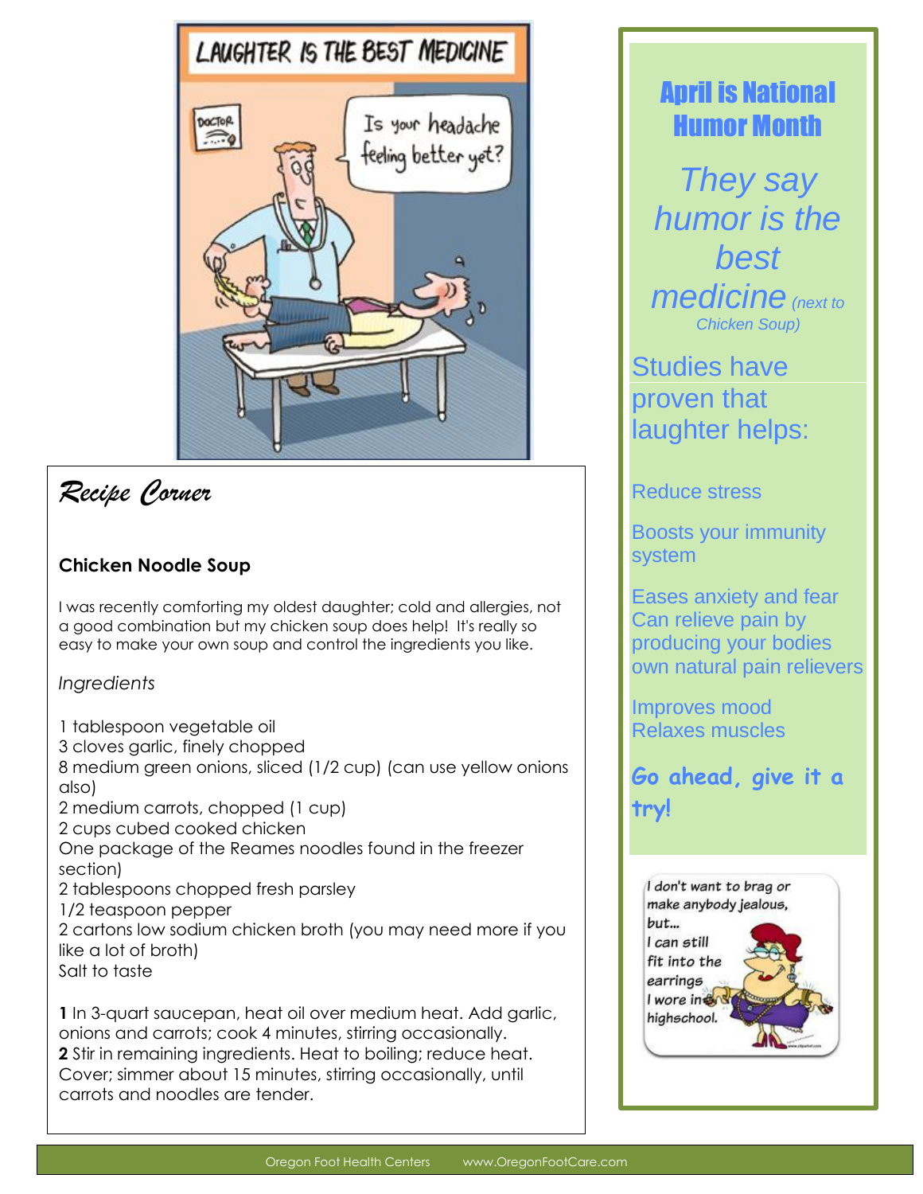## Recipe Corner

### Chicken Noodle Soup

I was recently comforting my oldest daughter; cold and allergies, not a good combination but my chicken soup does help! It's really so easy to make your own soup and control the ingredients you like.

*Ingredients*

1 tablespoon vegetable oil
3 cloves garlic, finely chopped
8 medium green onions, sliced (1/2 cup) (can use yellow onions also)
2 medium carrots, chopped (1 cup)
2 cups cubed cooked chicken
One package of the Reames noodles found in the freezer section)
2 tablespoons chopped fresh parsley
1/2 teaspoon pepper
2 cartons low sodium chicken broth (you may need more if you like a lot of broth)
Salt to taste

**1** In 3-quart saucepan, heat oil over medium heat. Add garlic, onions and carrots; cook 4 minutes, stirring occasionally.
**2** Stir in remaining ingredients. Heat to boiling; reduce heat. Cover; simmer about 15 minutes, stirring occasionally, until carrots and noodles are tender.

## April is National Humor Month

*They say humor is the best medicine (next to Chicken Soup)*

Studies have proven that laughter helps:

Reduce stress

Boosts your immunity system

Eases anxiety and fear
Can relieve pain by producing your bodies own natural pain relievers

Improves mood
Relaxes muscles

**Go ahead, give it a try!**

Oregon Foot Health Centers www.OregonFootCare.com